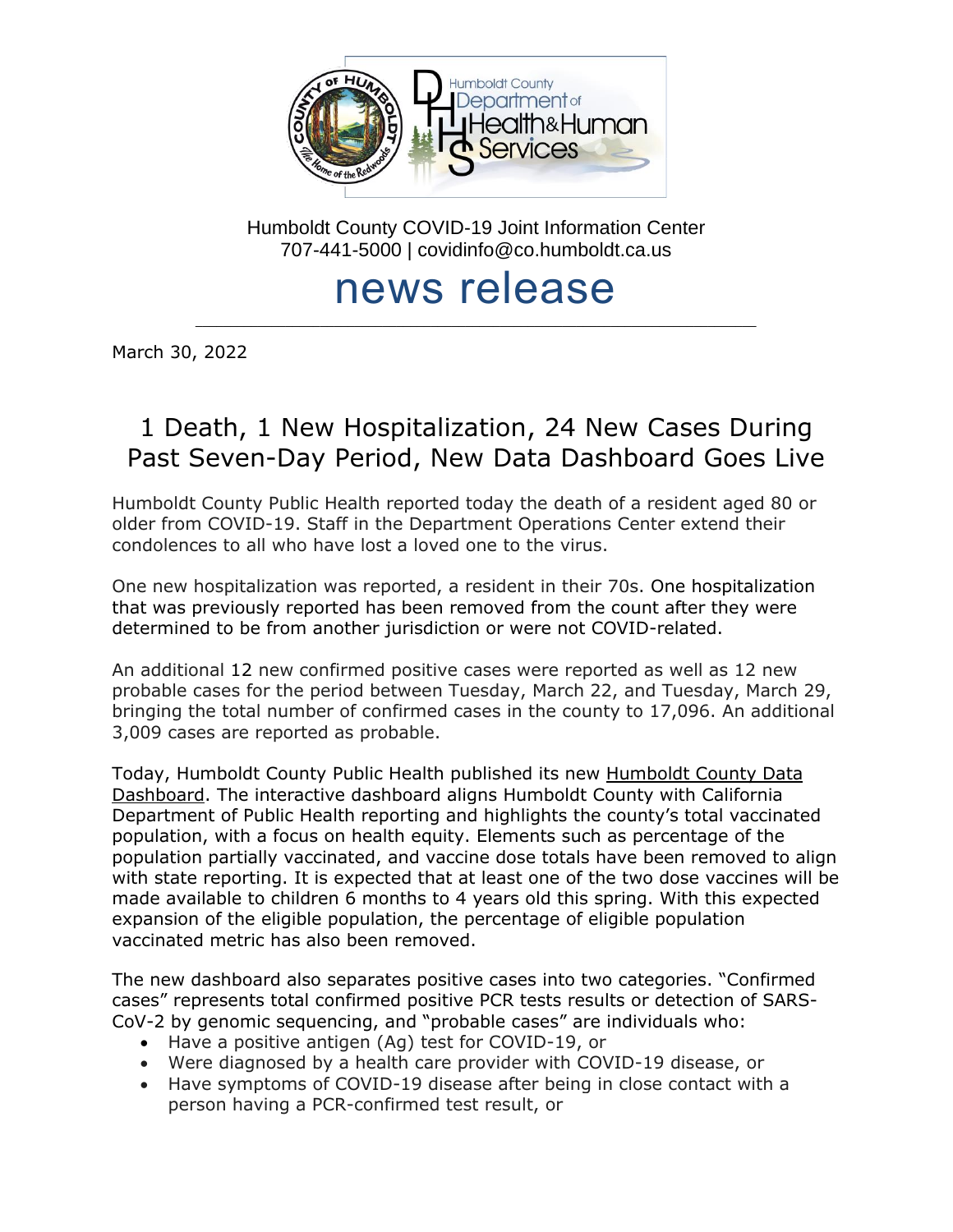Humboldt County COVID-19 Joint Information Center
707-441-5000 | covidinfo@co.humboldt.ca.us

# news release

March 30, 2022

## 1 Death, 1 New Hospitalization, 24 New Cases During Past Seven-Day Period, New Data Dashboard Goes Live

Humboldt County Public Health reported today the death of a resident aged 80 or older from COVID-19. Staff in the Department Operations Center extend their condolences to all who have lost a loved one to the virus.

One new hospitalization was reported, a resident in their 70s. One hospitalization that was previously reported has been removed from the count after they were determined to be from another jurisdiction or were not COVID-related.

An additional 12 new confirmed positive cases were reported as well as 12 new probable cases for the period between Tuesday, March 22, and Tuesday, March 29, bringing the total number of confirmed cases in the county to 17,096. An additional 3,009 cases are reported as probable.

Today, Humboldt County Public Health published its new Humboldt County Data Dashboard. The interactive dashboard aligns Humboldt County with California Department of Public Health reporting and highlights the county's total vaccinated population, with a focus on health equity. Elements such as percentage of the population partially vaccinated, and vaccine dose totals have been removed to align with state reporting. It is expected that at least one of the two dose vaccines will be made available to children 6 months to 4 years old this spring. With this expected expansion of the eligible population, the percentage of eligible population vaccinated metric has also been removed.

The new dashboard also separates positive cases into two categories. "Confirmed cases" represents total confirmed positive PCR tests results or detection of SARS-CoV-2 by genomic sequencing, and "probable cases" are individuals who:

- Have a positive antigen (Ag) test for COVID-19, or
- Were diagnosed by a health care provider with COVID-19 disease, or
- Have symptoms of COVID-19 disease after being in close contact with a person having a PCR-confirmed test result, or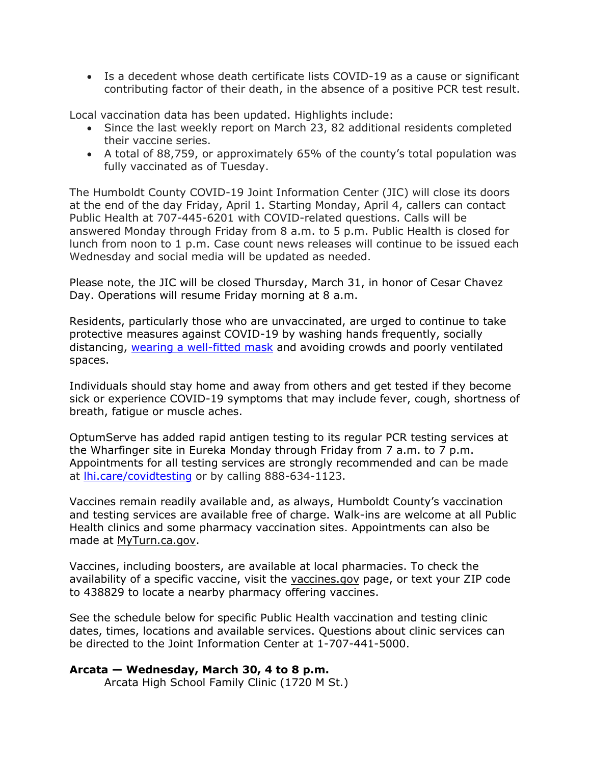- Is a decedent whose death certificate lists COVID-19 as a cause or significant contributing factor of their death, in the absence of a positive PCR test result.

Local vaccination data has been updated. Highlights include:

- Since the last weekly report on March 23, 82 additional residents completed their vaccine series.
- A total of 88,759, or approximately 65% of the county's total population was fully vaccinated as of Tuesday.

The Humboldt County COVID-19 Joint Information Center (JIC) will close its doors at the end of the day Friday, April 1. Starting Monday, April 4, callers can contact Public Health at 707-445-6201 with COVID-related questions. Calls will be answered Monday through Friday from 8 a.m. to 5 p.m. Public Health is closed for lunch from noon to 1 p.m. Case count news releases will continue to be issued each Wednesday and social media will be updated as needed.

Please note, the JIC will be closed Thursday, March 31, in honor of Cesar Chavez Day. Operations will resume Friday morning at 8 a.m.

Residents, particularly those who are unvaccinated, are urged to continue to take protective measures against COVID-19 by washing hands frequently, socially distancing, wearing a well-fitted mask and avoiding crowds and poorly ventilated spaces.

Individuals should stay home and away from others and get tested if they become sick or experience COVID-19 symptoms that may include fever, cough, shortness of breath, fatigue or muscle aches.

OptumServe has added rapid antigen testing to its regular PCR testing services at the Wharfinger site in Eureka Monday through Friday from 7 a.m. to 7 p.m. Appointments for all testing services are strongly recommended and can be made at lhi.care/covidtesting or by calling 888-634-1123.

Vaccines remain readily available and, as always, Humboldt County's vaccination and testing services are available free of charge. Walk-ins are welcome at all Public Health clinics and some pharmacy vaccination sites. Appointments can also be made at MyTurn.ca.gov.

Vaccines, including boosters, are available at local pharmacies. To check the availability of a specific vaccine, visit the vaccines.gov page, or text your ZIP code to 438829 to locate a nearby pharmacy offering vaccines.

See the schedule below for specific Public Health vaccination and testing clinic dates, times, locations and available services. Questions about clinic services can be directed to the Joint Information Center at 1-707-441-5000.

**Arcata — Wednesday, March 30, 4 to 8 p.m.**
Arcata High School Family Clinic (1720 M St.)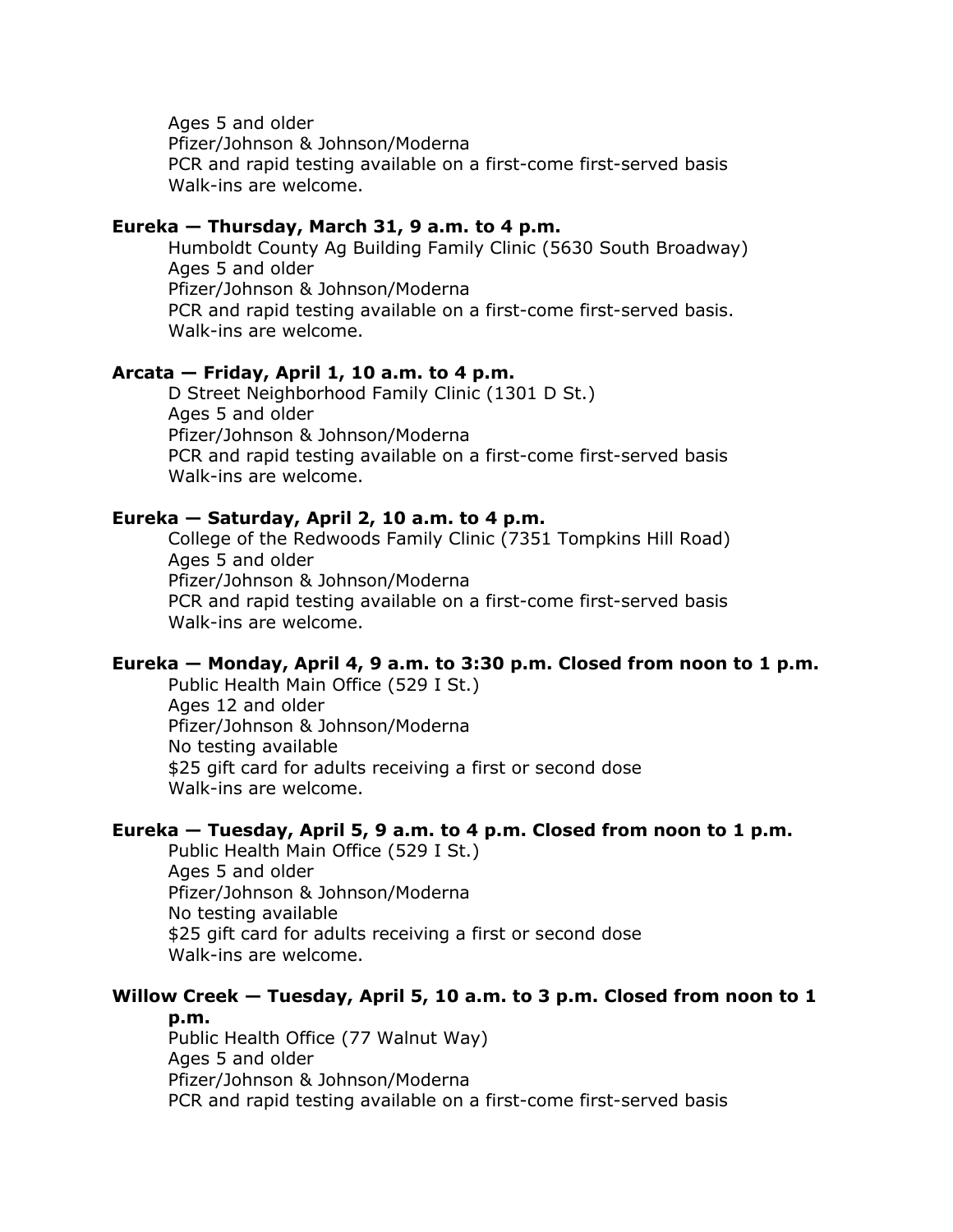Ages 5 and older
Pfizer/Johnson & Johnson/Moderna
PCR and rapid testing available on a first-come first-served basis
Walk-ins are welcome.

**Eureka — Thursday, March 31, 9 a.m. to 4 p.m.**

Humboldt County Ag Building Family Clinic (5630 South Broadway)
Ages 5 and older
Pfizer/Johnson & Johnson/Moderna
PCR and rapid testing available on a first-come first-served basis.
Walk-ins are welcome.

**Arcata — Friday, April 1, 10 a.m. to 4 p.m.**

D Street Neighborhood Family Clinic (1301 D St.)
Ages 5 and older
Pfizer/Johnson & Johnson/Moderna
PCR and rapid testing available on a first-come first-served basis
Walk-ins are welcome.

**Eureka — Saturday, April 2, 10 a.m. to 4 p.m.**

College of the Redwoods Family Clinic (7351 Tompkins Hill Road)
Ages 5 and older
Pfizer/Johnson & Johnson/Moderna
PCR and rapid testing available on a first-come first-served basis
Walk-ins are welcome.

**Eureka — Monday, April 4, 9 a.m. to 3:30 p.m. Closed from noon to 1 p.m.**

Public Health Main Office (529 I St.)
Ages 12 and older
Pfizer/Johnson & Johnson/Moderna
No testing available
$25 gift card for adults receiving a first or second dose
Walk-ins are welcome.

**Eureka — Tuesday, April 5, 9 a.m. to 4 p.m. Closed from noon to 1 p.m.**

Public Health Main Office (529 I St.)
Ages 5 and older
Pfizer/Johnson & Johnson/Moderna
No testing available
$25 gift card for adults receiving a first or second dose
Walk-ins are welcome.

**Willow Creek — Tuesday, April 5, 10 a.m. to 3 p.m. Closed from noon to 1 p.m.**

Public Health Office (77 Walnut Way)
Ages 5 and older
Pfizer/Johnson & Johnson/Moderna
PCR and rapid testing available on a first-come first-served basis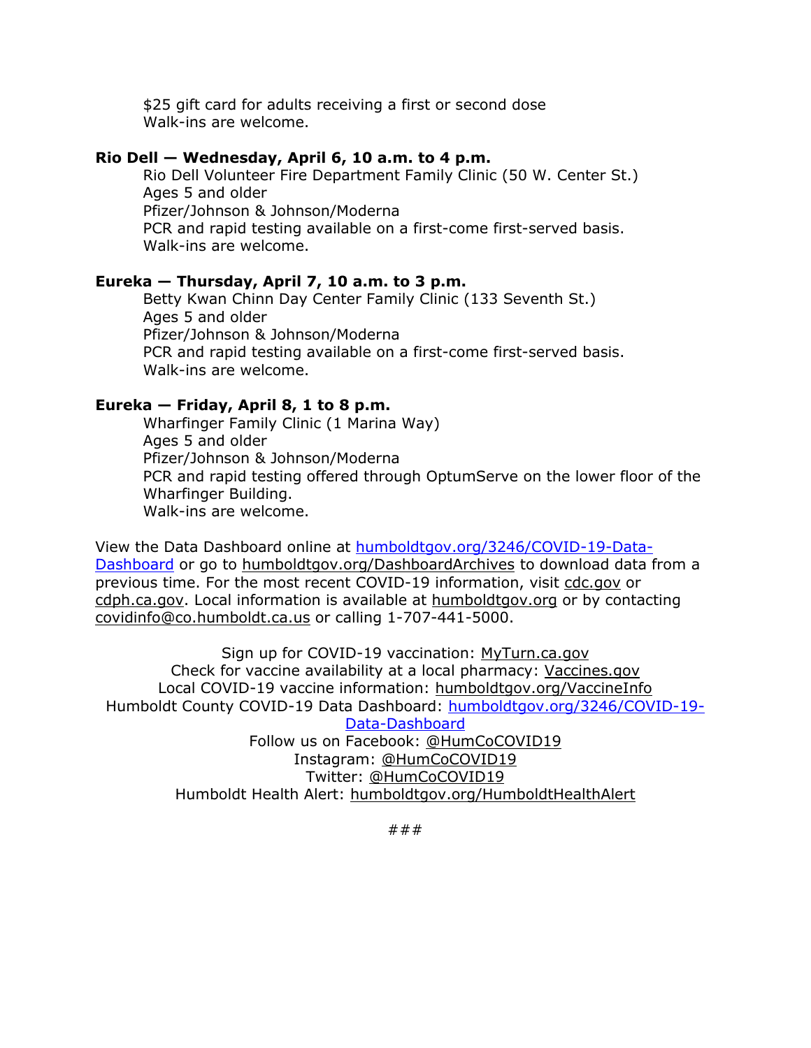$25 gift card for adults receiving a first or second dose
Walk-ins are welcome.

**Rio Dell — Wednesday, April 6, 10 a.m. to 4 p.m.**

Rio Dell Volunteer Fire Department Family Clinic (50 W. Center St.)
Ages 5 and older
Pfizer/Johnson & Johnson/Moderna
PCR and rapid testing available on a first-come first-served basis.
Walk-ins are welcome.

**Eureka — Thursday, April 7, 10 a.m. to 3 p.m.**

Betty Kwan Chinn Day Center Family Clinic (133 Seventh St.)
Ages 5 and older
Pfizer/Johnson & Johnson/Moderna
PCR and rapid testing available on a first-come first-served basis.
Walk-ins are welcome.

**Eureka — Friday, April 8, 1 to 8 p.m.**

Wharfinger Family Clinic (1 Marina Way)
Ages 5 and older
Pfizer/Johnson & Johnson/Moderna
PCR and rapid testing offered through OptumServe on the lower floor of the Wharfinger Building.
Walk-ins are welcome.

View the Data Dashboard online at humboldtgov.org/3246/COVID-19-Data-Dashboard or go to humboldtgov.org/DashboardArchives to download data from a previous time. For the most recent COVID-19 information, visit cdc.gov or cdph.ca.gov. Local information is available at humboldtgov.org or by contacting covidinfo@co.humboldt.ca.us or calling 1-707-441-5000.

Sign up for COVID-19 vaccination: MyTurn.ca.gov
Check for vaccine availability at a local pharmacy: Vaccines.gov
Local COVID-19 vaccine information: humboldtgov.org/VaccineInfo
Humboldt County COVID-19 Data Dashboard: humboldtgov.org/3246/COVID-19-Data-Dashboard
Follow us on Facebook: @HumCoCOVID19
Instagram: @HumCoCOVID19
Twitter: @HumCoCOVID19
Humboldt Health Alert: humboldtgov.org/HumboldtHealthAlert

###